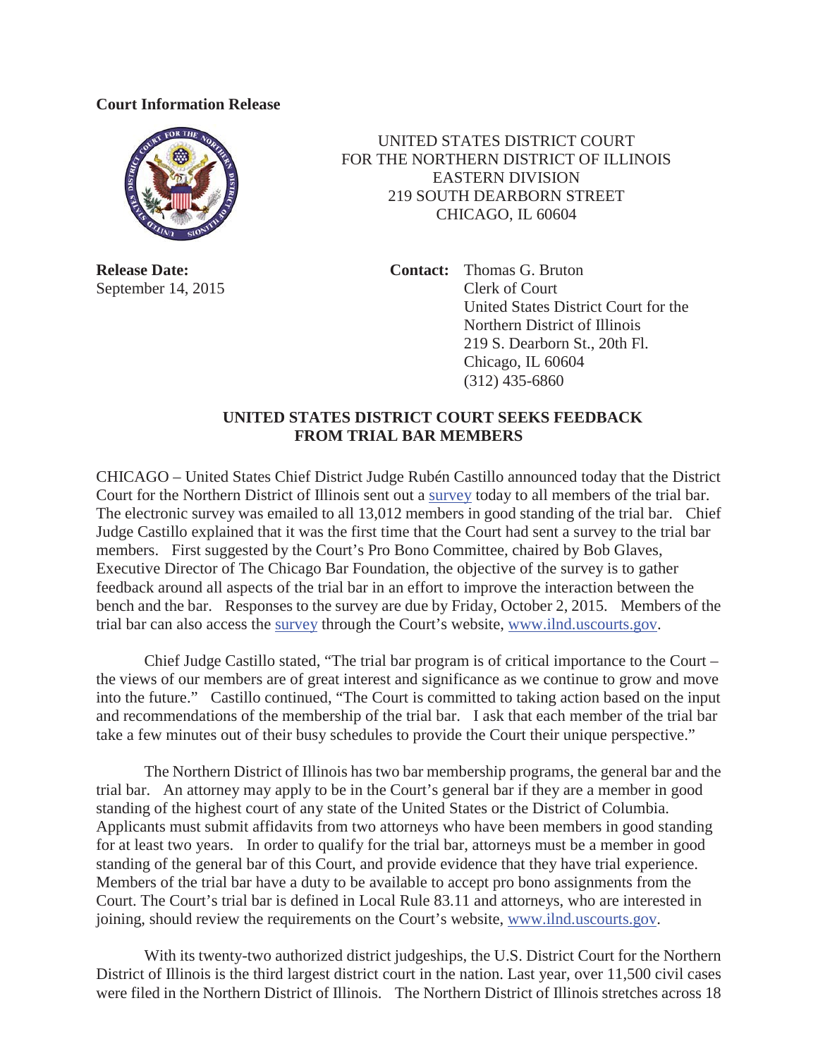**Court Information Release**

UNITED STATES DISTRICT COURT
FOR THE NORTHERN DISTRICT OF ILLINOIS
EASTERN DIVISION
219 SOUTH DEARBORN STREET
CHICAGO, IL 60604

**Release Date:**
September 14, 2015

**Contact:** Thomas G. Bruton
Clerk of Court
United States District Court for the Northern District of Illinois
219 S. Dearborn St., 20th Fl.
Chicago, IL 60604
(312) 435-6860

## UNITED STATES DISTRICT COURT SEEKS FEEDBACK FROM TRIAL BAR MEMBERS

CHICAGO – United States Chief District Judge Rubén Castillo announced today that the District Court for the Northern District of Illinois sent out a survey today to all members of the trial bar. The electronic survey was emailed to all 13,012 members in good standing of the trial bar. Chief Judge Castillo explained that it was the first time that the Court had sent a survey to the trial bar members. First suggested by the Court's Pro Bono Committee, chaired by Bob Glaves, Executive Director of The Chicago Bar Foundation, the objective of the survey is to gather feedback around all aspects of the trial bar in an effort to improve the interaction between the bench and the bar. Responses to the survey are due by Friday, October 2, 2015. Members of the trial bar can also access the survey through the Court's website, www.ilnd.uscourts.gov.

Chief Judge Castillo stated, "The trial bar program is of critical importance to the Court – the views of our members are of great interest and significance as we continue to grow and move into the future." Castillo continued, "The Court is committed to taking action based on the input and recommendations of the membership of the trial bar. I ask that each member of the trial bar take a few minutes out of their busy schedules to provide the Court their unique perspective."

The Northern District of Illinois has two bar membership programs, the general bar and the trial bar. An attorney may apply to be in the Court's general bar if they are a member in good standing of the highest court of any state of the United States or the District of Columbia. Applicants must submit affidavits from two attorneys who have been members in good standing for at least two years. In order to qualify for the trial bar, attorneys must be a member in good standing of the general bar of this Court, and provide evidence that they have trial experience. Members of the trial bar have a duty to be available to accept pro bono assignments from the Court. The Court's trial bar is defined in Local Rule 83.11 and attorneys, who are interested in joining, should review the requirements on the Court's website, www.ilnd.uscourts.gov.

With its twenty-two authorized district judgeships, the U.S. District Court for the Northern District of Illinois is the third largest district court in the nation. Last year, over 11,500 civil cases were filed in the Northern District of Illinois. The Northern District of Illinois stretches across 18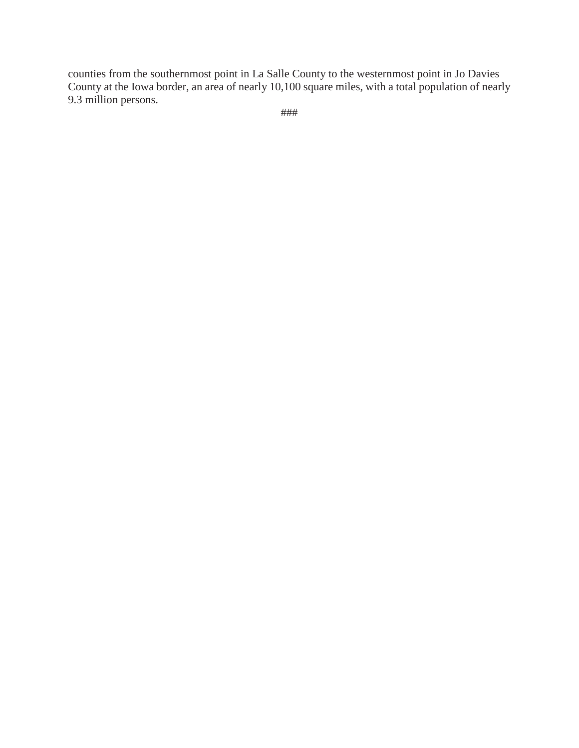counties from the southernmost point in La Salle County to the westernmost point in Jo Davies County at the Iowa border, an area of nearly 10,100 square miles, with a total population of nearly 9.3 million persons.

###